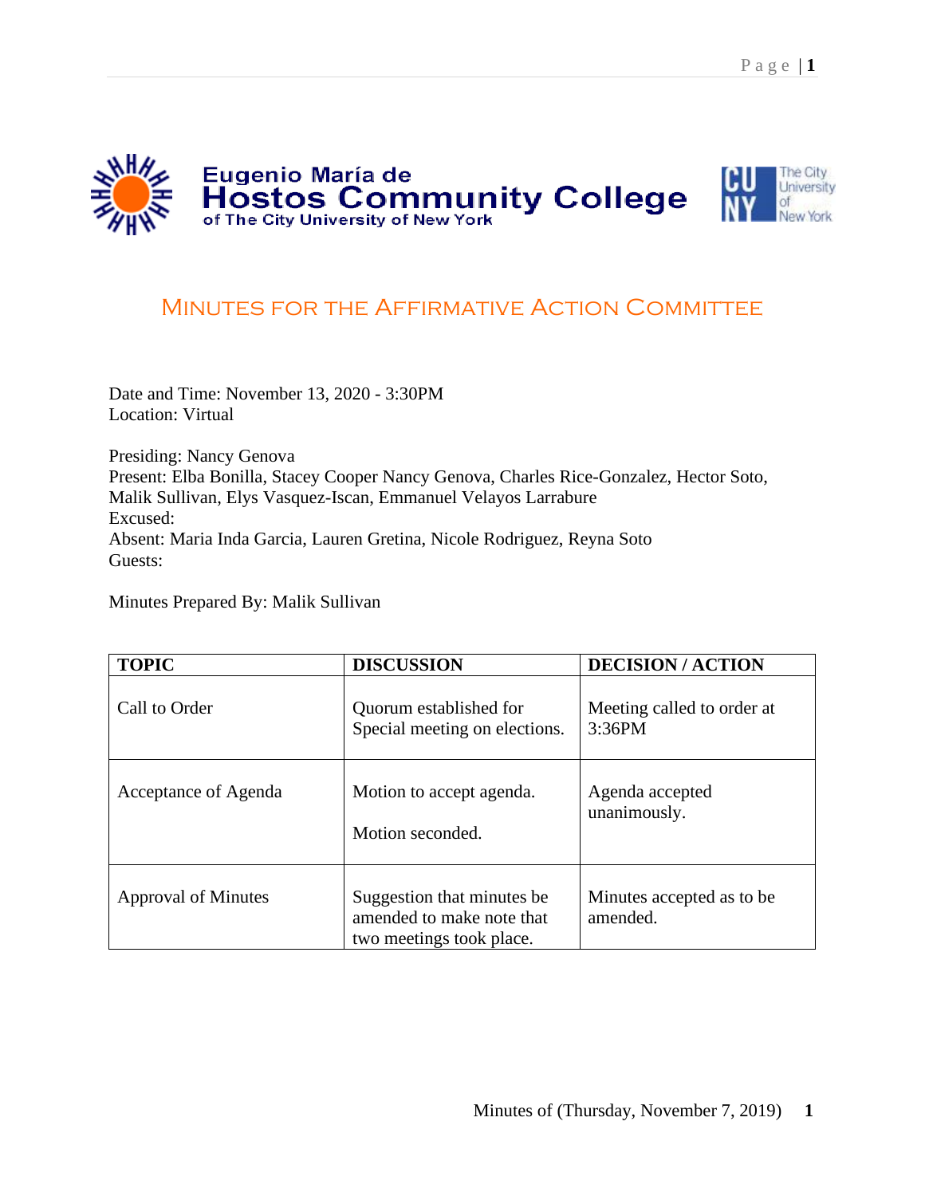Eugenio María de
**Hostos Community College**
of The City University of New York

The City University of New York

# Minutes for the Affirmative Action Committee

Date and Time: November 13, 2020 - 3:30PM
Location: Virtual

Presiding: Nancy Genova
Present: Elba Bonilla, Stacey Cooper Nancy Genova, Charles Rice-Gonzalez, Hector Soto, Malik Sullivan, Elys Vasquez-Iscan, Emmanuel Velayos Larrabure
Excused:
Absent: Maria Inda Garcia, Lauren Gretina, Nicole Rodriguez, Reyna Soto
Guests:

Minutes Prepared By: Malik Sullivan

| TOPIC | DISCUSSION | DECISION / ACTION |
|---|---|---|
| Call to Order | Quorum established for Special meeting on elections. | Meeting called to order at 3:36PM |
| Acceptance of Agenda | Motion to accept agenda. Motion seconded. | Agenda accepted unanimously. |
| Approval of Minutes | Suggestion that minutes be amended to make note that two meetings took place. | Minutes accepted as to be amended. |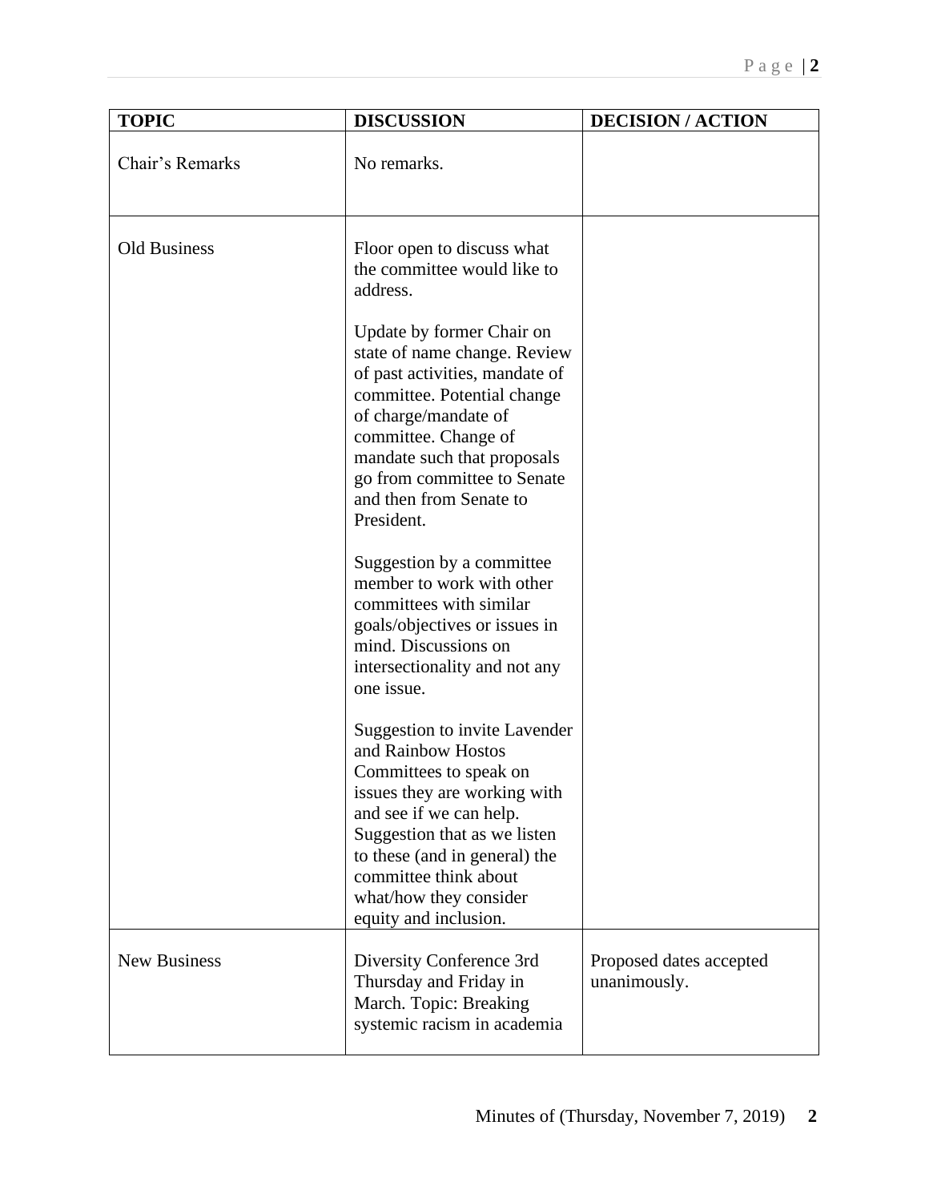| TOPIC | DISCUSSION | DECISION / ACTION |
|---|---|---|
| Chair's Remarks | No remarks. | |
| Old Business | Floor open to discuss what the committee would like to address.<br><br>Update by former Chair on state of name change. Review of past activities, mandate of committee. Potential change of charge/mandate of committee. Change of mandate such that proposals go from committee to Senate and then from Senate to President.<br><br>Suggestion by a committee member to work with other committees with similar goals/objectives or issues in mind. Discussions on intersectionality and not any one issue.<br><br>Suggestion to invite Lavender and Rainbow Hostos Committees to speak on issues they are working with and see if we can help. Suggestion that as we listen to these (and in general) the committee think about what/how they consider equity and inclusion. | |
| New Business | Diversity Conference 3rd Thursday and Friday in March. Topic: Breaking systemic racism in academia | Proposed dates accepted unanimously. |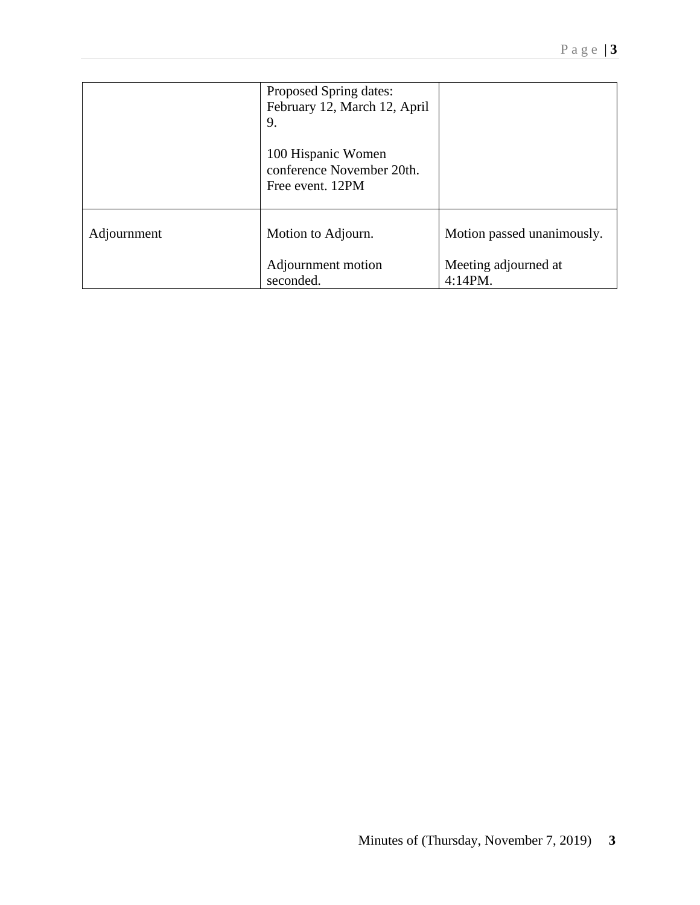| | | |
|---|---|---|
| | Proposed Spring dates: February 12, March 12, April 9.<br><br>100 Hispanic Women conference November 20th. Free event. 12PM | |
| Adjournment | Motion to Adjourn.<br><br>Adjournment motion seconded. | Motion passed unanimously.<br><br>Meeting adjourned at 4:14PM. |